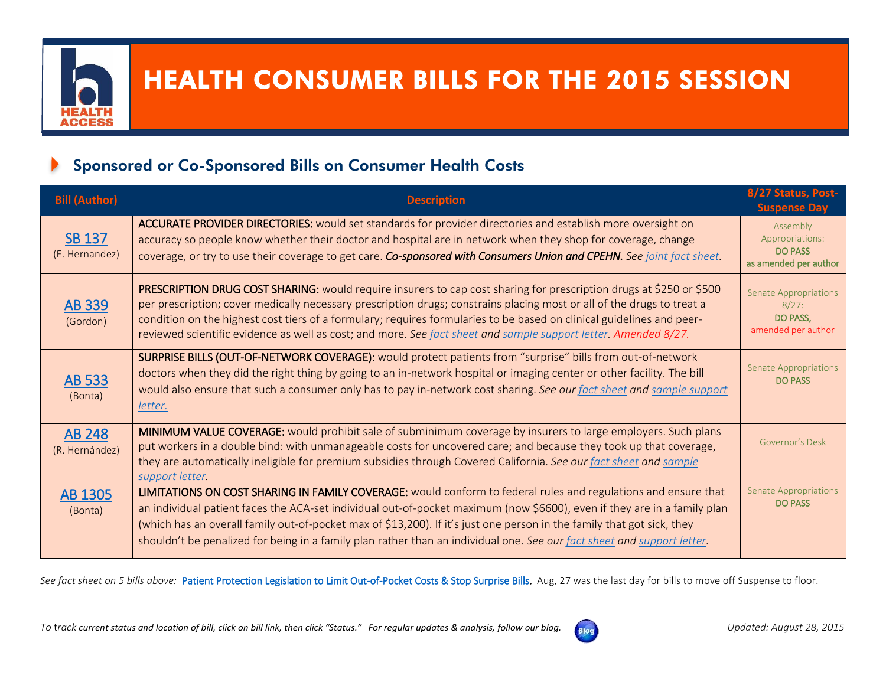# HEALTH CONSUMER BILLS FOR THE 2015 SESSION

## Sponsored or Co-Sponsored Bills on Consumer Health Costs

| Bill (Author) | Description | 8/27 Status, Post-Suspense Day |
|---|---|---|
| SB 137 (E. Hernandez) | **ACCURATE PROVIDER DIRECTORIES:** would set standards for provider directories and establish more oversight on accuracy so people know whether their doctor and hospital are in network when they shop for coverage, change coverage, or try to use their coverage to get care. ***Co-sponsored with Consumers Union and CPEHN.*** *See joint fact sheet.* | Assembly Appropriations: DO PASS as amended per author |
| AB 339 (Gordon) | **PRESCRIPTION DRUG COST SHARING:** would require insurers to cap cost sharing for prescription drugs at $250 or $500 per prescription; cover medically necessary prescription drugs; constrains placing most or all of the drugs to treat a condition on the highest cost tiers of a formulary; requires formularies to be based on clinical guidelines and peer-reviewed scientific evidence as well as cost; and more. *See fact sheet and sample support letter. Amended 8/27.* | Senate Appropriations 8/27: DO PASS, amended per author |
| AB 533 (Bonta) | **SURPRISE BILLS (OUT-OF-NETWORK COVERAGE):** would protect patients from "surprise" bills from out-of-network doctors when they did the right thing by going to an in-network hospital or imaging center or other facility. The bill would also ensure that such a consumer only has to pay in-network cost sharing. *See our fact sheet and sample support letter.* | Senate Appropriations DO PASS |
| AB 248 (R. Hernández) | **MINIMUM VALUE COVERAGE:** would prohibit sale of subminimum coverage by insurers to large employers. Such plans put workers in a double bind: with unmanageable costs for uncovered care; and because they took up that coverage, they are automatically ineligible for premium subsidies through Covered California. *See our fact sheet and sample support letter.* | Governor's Desk |
| AB 1305 (Bonta) | **LIMITATIONS ON COST SHARING IN FAMILY COVERAGE:** would conform to federal rules and regulations and ensure that an individual patient faces the ACA-set individual out-of-pocket maximum (now $6600), even if they are in a family plan (which has an overall family out-of-pocket max of $13,200). If it's just one person in the family that got sick, they shouldn't be penalized for being in a family plan rather than an individual one. *See our fact sheet and support letter.* | Senate Appropriations DO PASS |

*See fact sheet on 5 bills above:* Patient Protection Legislation to Limit Out-of-Pocket Costs & Stop Surprise Bills. Aug. 27 was the last day for bills to move off Suspense to floor.

*To track current status and location of bill, click on bill link, then click "Status." For regular updates & analysis, follow our blog.* Blog

*Updated: August 28, 2015*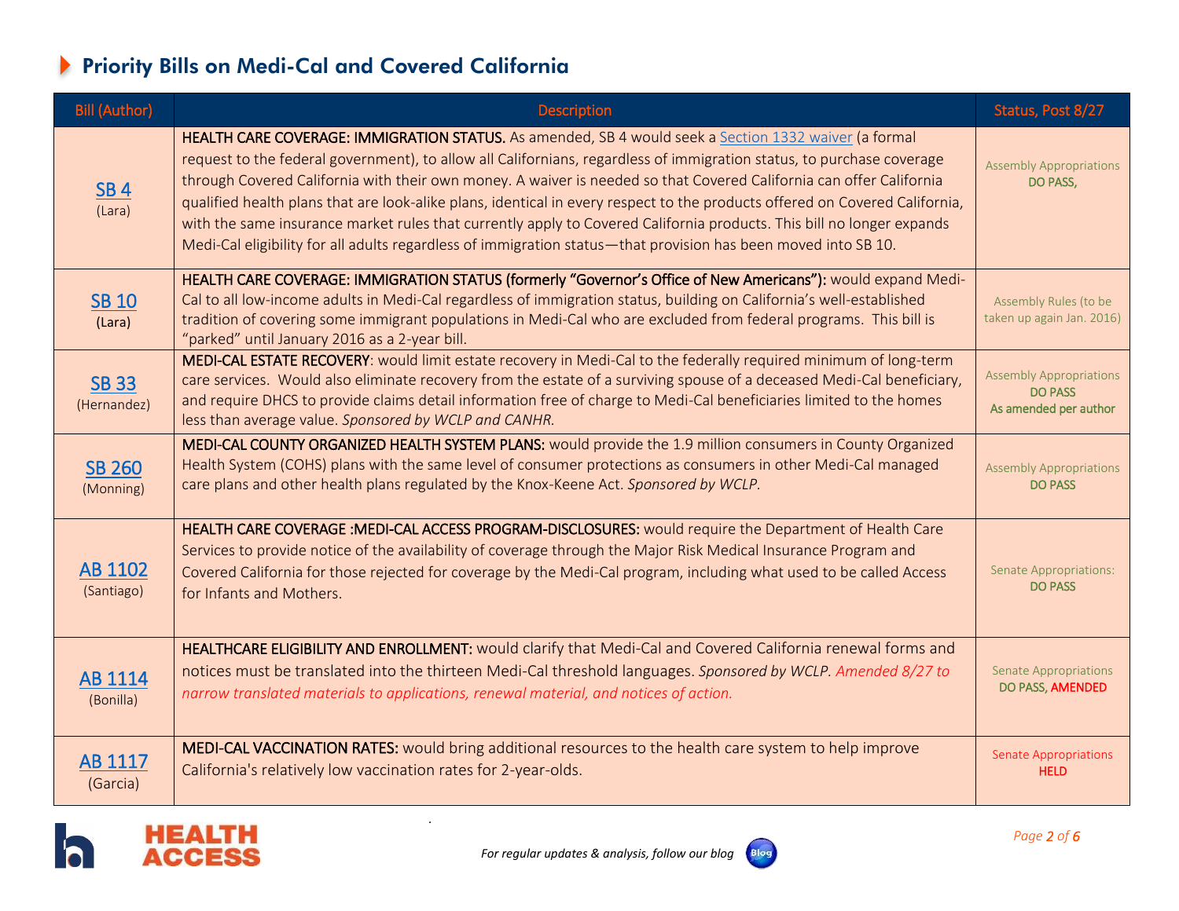## Priority Bills on Medi-Cal and Covered California

| Bill (Author) | Description | Status, Post 8/27 |
|---|---|---|
| SB 4 (Lara) | **HEALTH CARE COVERAGE: IMMIGRATION STATUS.** As amended, SB 4 would seek a Section 1332 waiver (a formal request to the federal government), to allow all Californians, regardless of immigration status, to purchase coverage through Covered California with their own money. A waiver is needed so that Covered California can offer California qualified health plans that are look-alike plans, identical in every respect to the products offered on Covered California, with the same insurance market rules that currently apply to Covered California products. This bill no longer expands Medi-Cal eligibility for all adults regardless of immigration status—that provision has been moved into SB 10. | Assembly Appropriations **DO PASS,** |
| SB 10 (Lara) | **HEALTH CARE COVERAGE: IMMIGRATION STATUS (formerly "Governor's Office of New Americans"):** would expand Medi-Cal to all low-income adults in Medi-Cal regardless of immigration status, building on California's well-established tradition of covering some immigrant populations in Medi-Cal who are excluded from federal programs. This bill is "parked" until January 2016 as a 2-year bill. | Assembly Rules (to be taken up again Jan. 2016) |
| SB 33 (Hernandez) | **MEDI-CAL ESTATE RECOVERY**: would limit estate recovery in Medi-Cal to the federally required minimum of long-term care services. Would also eliminate recovery from the estate of a surviving spouse of a deceased Medi-Cal beneficiary, and require DHCS to provide claims detail information free of charge to Medi-Cal beneficiaries limited to the homes less than average value. *Sponsored by WCLP and CANHR.* | Assembly Appropriations **DO PASS** **As amended per author** |
| SB 260 (Monning) | **MEDI-CAL COUNTY ORGANIZED HEALTH SYSTEM PLANS:** would provide the 1.9 million consumers in County Organized Health System (COHS) plans with the same level of consumer protections as consumers in other Medi-Cal managed care plans and other health plans regulated by the Knox-Keene Act. *Sponsored by WCLP.* | Assembly Appropriations **DO PASS** |
| AB 1102 (Santiago) | **HEALTH CARE COVERAGE :MEDI-CAL ACCESS PROGRAM-DISCLOSURES:** would require the Department of Health Care Services to provide notice of the availability of coverage through the Major Risk Medical Insurance Program and Covered California for those rejected for coverage by the Medi-Cal program, including what used to be called Access for Infants and Mothers. | Senate Appropriations: **DO PASS** |
| AB 1114 (Bonilla) | **HEALTHCARE ELIGIBILITY AND ENROLLMENT:** would clarify that Medi-Cal and Covered California renewal forms and notices must be translated into the thirteen Medi-Cal threshold languages. *Sponsored by WCLP. Amended 8/27 to narrow translated materials to applications, renewal material, and notices of action.* | Senate Appropriations **DO PASS, AMENDED** |
| AB 1117 (Garcia) | **MEDI-CAL VACCINATION RATES:** would bring additional resources to the health care system to help improve California's relatively low vaccination rates for 2-year-olds. | Senate Appropriations **HELD** |

*For regular updates & analysis, follow our blog*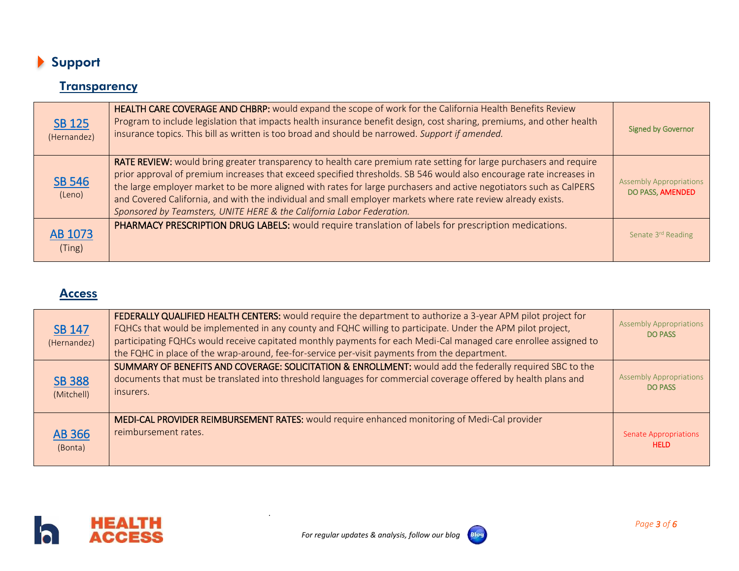# Support

## Transparency

| Bill | Description | Status |
|---|---|---|
| SB 125 (Hernandez) | **HEALTH CARE COVERAGE AND CHBRP:** would expand the scope of work for the California Health Benefits Review Program to include legislation that impacts health insurance benefit design, cost sharing, premiums, and other health insurance topics. This bill as written is too broad and should be narrowed. *Support if amended.* | Signed by Governor |
| SB 546 (Leno) | **RATE REVIEW:** would bring greater transparency to health care premium rate setting for large purchasers and require prior approval of premium increases that exceed specified thresholds. SB 546 would also encourage rate increases in the large employer market to be more aligned with rates for large purchasers and active negotiators such as CalPERS and Covered California, and with the individual and small employer markets where rate review already exists. *Sponsored by Teamsters, UNITE HERE & the California Labor Federation.* | Assembly Appropriations DO PASS, AMENDED |
| AB 1073 (Ting) | **PHARMACY PRESCRIPTION DRUG LABELS:** would require translation of labels for prescription medications. | Senate 3rd Reading |

## Access

| Bill | Description | Status |
|---|---|---|
| SB 147 (Hernandez) | **FEDERALLY QUALIFIED HEALTH CENTERS:** would require the department to authorize a 3-year APM pilot project for FQHCs that would be implemented in any county and FQHC willing to participate. Under the APM pilot project, participating FQHCs would receive capitated monthly payments for each Medi-Cal managed care enrollee assigned to the FQHC in place of the wrap-around, fee-for-service per-visit payments from the department. | Assembly Appropriations DO PASS |
| SB 388 (Mitchell) | **SUMMARY OF BENEFITS AND COVERAGE: SOLICITATION & ENROLLMENT:** would add the federally required SBC to the documents that must be translated into threshold languages for commercial coverage offered by health plans and insurers. | Assembly Appropriations DO PASS |
| AB 366 (Bonta) | **MEDI-CAL PROVIDER REIMBURSEMENT RATES:** would require enhanced monitoring of Medi-Cal provider reimbursement rates. | Senate Appropriations HELD |

*For regular updates & analysis, follow our blog*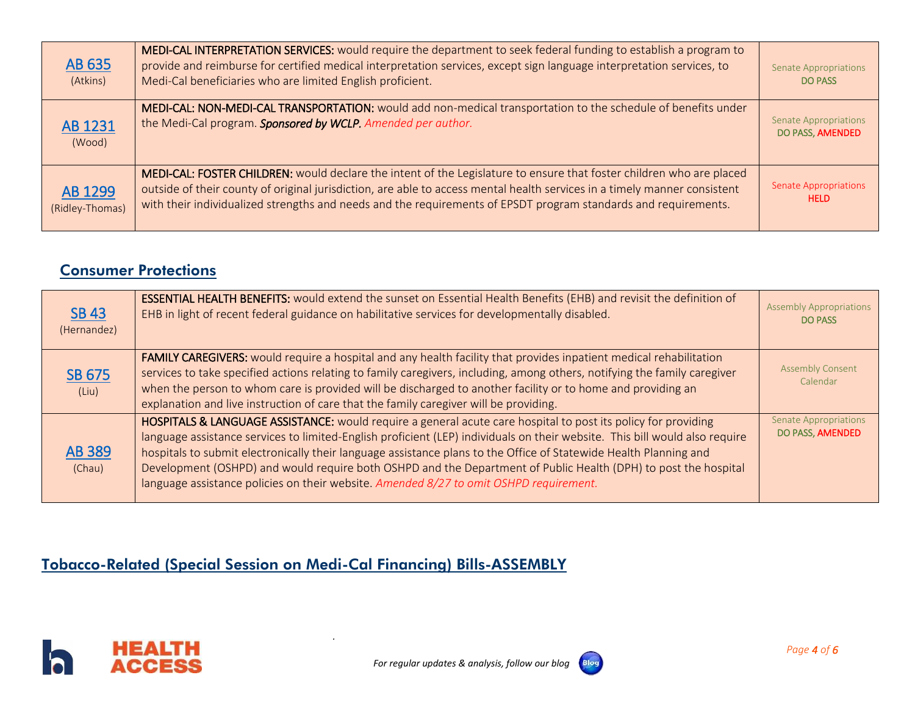| | | |
|---|---|---|
| AB 635 (Atkins) | **MEDI-CAL INTERPRETATION SERVICES:** would require the department to seek federal funding to establish a program to provide and reimburse for certified medical interpretation services, except sign language interpretation services, to Medi-Cal beneficiaries who are limited English proficient. | Senate Appropriations DO PASS |
| AB 1231 (Wood) | **MEDI-CAL: NON-MEDI-CAL TRANSPORTATION:** would add non-medical transportation to the schedule of benefits under the Medi-Cal program. ***Sponsored by WCLP.*** *Amended per author.* | Senate Appropriations DO PASS, AMENDED |
| AB 1299 (Ridley-Thomas) | **MEDI-CAL: FOSTER CHILDREN:** would declare the intent of the Legislature to ensure that foster children who are placed outside of their county of original jurisdiction, are able to access mental health services in a timely manner consistent with their individualized strengths and needs and the requirements of EPSDT program standards and requirements. | Senate Appropriations HELD |

## Consumer Protections

| | | |
|---|---|---|
| SB 43 (Hernandez) | **ESSENTIAL HEALTH BENEFITS:** would extend the sunset on Essential Health Benefits (EHB) and revisit the definition of EHB in light of recent federal guidance on habilitative services for developmentally disabled. | Assembly Appropriations DO PASS |
| SB 675 (Liu) | **FAMILY CAREGIVERS:** would require a hospital and any health facility that provides inpatient medical rehabilitation services to take specified actions relating to family caregivers, including, among others, notifying the family caregiver when the person to whom care is provided will be discharged to another facility or to home and providing an explanation and live instruction of care that the family caregiver will be providing. | Assembly Consent Calendar |
| AB 389 (Chau) | **HOSPITALS & LANGUAGE ASSISTANCE:** would require a general acute care hospital to post its policy for providing language assistance services to limited-English proficient (LEP) individuals on their website. This bill would also require hospitals to submit electronically their language assistance plans to the Office of Statewide Health Planning and Development (OSHPD) and would require both OSHPD and the Department of Public Health (DPH) to post the hospital language assistance policies on their website. *Amended 8/27 to omit OSHPD requirement.* | Senate Appropriations DO PASS, AMENDED |

## Tobacco-Related (Special Session on Medi-Cal Financing) Bills-ASSEMBLY

*For regular updates & analysis, follow our blog*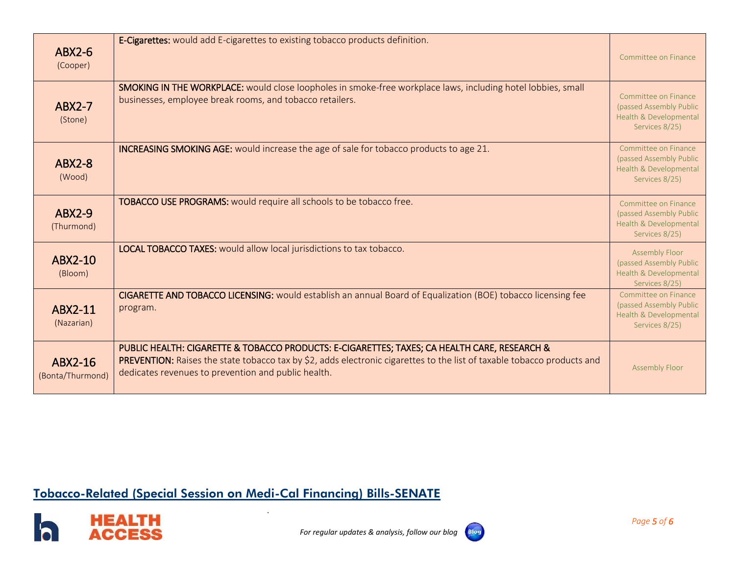| | | |
|---|---|---|
| **ABX2-6** (Cooper) | **E-Cigarettes:** would add E-cigarettes to existing tobacco products definition. | Committee on Finance |
| **ABX2-7** (Stone) | **SMOKING IN THE WORKPLACE:** would close loopholes in smoke-free workplace laws, including hotel lobbies, small businesses, employee break rooms, and tobacco retailers. | Committee on Finance (passed Assembly Public Health & Developmental Services 8/25) |
| **ABX2-8** (Wood) | **INCREASING SMOKING AGE:** would increase the age of sale for tobacco products to age 21. | Committee on Finance (passed Assembly Public Health & Developmental Services 8/25) |
| **ABX2-9** (Thurmond) | **TOBACCO USE PROGRAMS:** would require all schools to be tobacco free. | Committee on Finance (passed Assembly Public Health & Developmental Services 8/25) |
| **ABX2-10** (Bloom) | **LOCAL TOBACCO TAXES:** would allow local jurisdictions to tax tobacco. | Assembly Floor (passed Assembly Public Health & Developmental Services 8/25) |
| **ABX2-11** (Nazarian) | **CIGARETTE AND TOBACCO LICENSING:** would establish an annual Board of Equalization (BOE) tobacco licensing fee program. | Committee on Finance (passed Assembly Public Health & Developmental Services 8/25) |
| **ABX2-16** (Bonta/Thurmond) | **PUBLIC HEALTH: CIGARETTE & TOBACCO PRODUCTS: E-CIGARETTES; TAXES; CA HEALTH CARE, RESEARCH & PREVENTION:** Raises the state tobacco tax by $2, adds electronic cigarettes to the list of taxable tobacco products and dedicates revenues to prevention and public health. | Assembly Floor |

## Tobacco-Related (Special Session on Medi-Cal Financing) Bills-SENATE

*For regular updates & analysis, follow our blog*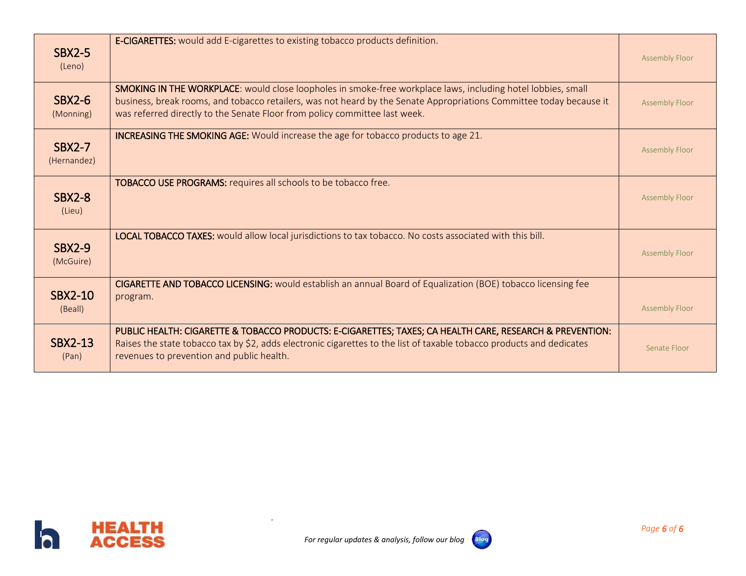| | | |
|---|---|---|
| **SBX2-5** (Leno) | **E-CIGARETTES:** would add E-cigarettes to existing tobacco products definition. | Assembly Floor |
| **SBX2-6** (Monning) | **SMOKING IN THE WORKPLACE**: would close loopholes in smoke-free workplace laws, including hotel lobbies, small business, break rooms, and tobacco retailers, was not heard by the Senate Appropriations Committee today because it was referred directly to the Senate Floor from policy committee last week. | Assembly Floor |
| **SBX2-7** (Hernandez) | **INCREASING THE SMOKING AGE:** Would increase the age for tobacco products to age 21. | Assembly Floor |
| **SBX2-8** (Lieu) | **TOBACCO USE PROGRAMS:** requires all schools to be tobacco free. | Assembly Floor |
| **SBX2-9** (McGuire) | **LOCAL TOBACCO TAXES:** would allow local jurisdictions to tax tobacco. No costs associated with this bill. | Assembly Floor |
| **SBX2-10** (Beall) | **CIGARETTE AND TOBACCO LICENSING:** would establish an annual Board of Equalization (BOE) tobacco licensing fee program. | Assembly Floor |
| **SBX2-13** (Pan) | **PUBLIC HEALTH: CIGARETTE & TOBACCO PRODUCTS: E-CIGARETTES; TAXES; CA HEALTH CARE, RESEARCH & PREVENTION:** Raises the state tobacco tax by $2, adds electronic cigarettes to the list of taxable tobacco products and dedicates revenues to prevention and public health. | Senate Floor |

*For regular updates & analysis, follow our blog*